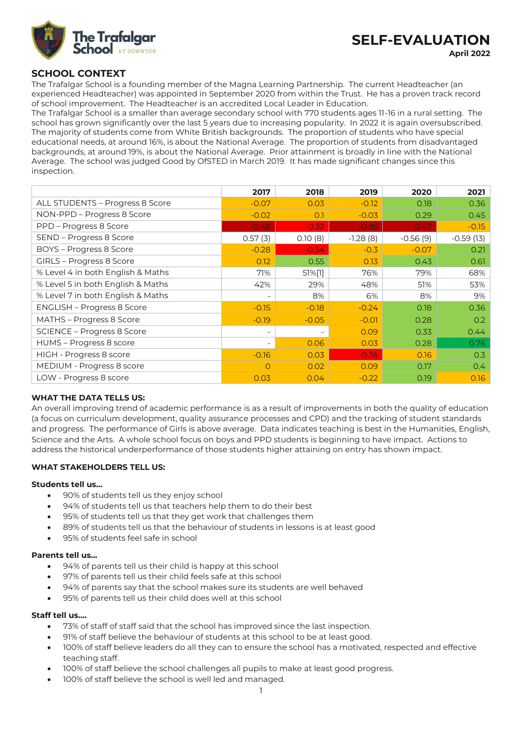# SELF-EVALUATION

**April 2022**

## SCHOOL CONTEXT

The Trafalgar School is a founding member of the Magna Learning Partnership. The current Headteacher (an experienced Headteacher) was appointed in September 2020 from within the Trust. He has a proven track record of school improvement. The Headteacher is an accredited Local Leader in Education.

The Trafalgar School is a smaller than average secondary school with 770 students ages 11-16 in a rural setting. The school has grown significantly over the last 5 years due to increasing popularity. In 2022 it is again oversubscribed. The majority of students come from White British backgrounds. The proportion of students who have special educational needs, at around 16%, is about the National Average. The proportion of students from disadvantaged backgrounds, at around 19%, is about the National Average. Prior attainment is broadly in line with the National Average. The school was judged Good by OfSTED in March 2019. It has made significant changes since this inspection.

| | 2017 | 2018 | 2019 | 2020 | 2021 |
|---|---|---|---|---|---|
| ALL STUDENTS – Progress 8 Score | -0.07 | 0.03 | -0.12 | 0.18 | 0.36 |
| NON-PPD – Progress 8 Score | -0.02 | 0.1 | -0.03 | 0.29 | 0.45 |
| PPD – Progress 8 Score | -0.48 | -0.32 | -0.85 | -0.47 | -0.15 |
| SEND – Progress 8 Score | 0.57 (3) | 0.10 (8) | -1.28 (8) | -0.56 (9) | -0.59 (13) |
| BOYS – Progress 8 Score | -0.28 | -0.34 | -0.3 | -0.07 | 0.21 |
| GIRLS – Progress 8 Score | 0.12 | 0.55 | 0.13 | 0.43 | 0.61 |
| % Level 4 in both English & Maths | 71% | 51%[1] | 76% | 79% | 68% |
| % Level 5 in both English & Maths | 42% | 29% | 48% | 51% | 53% |
| % Level 7 in both English & Maths | - | 8% | 6% | 8% | 9% |
| ENGLISH – Progress 8 Score | -0.15 | -0.18 | -0.24 | 0.18 | 0.36 |
| MATHS – Progress 8 Score | -0.19 | -0.05 | -0.01 | 0.28 | 0.2 |
| SCIENCE – Progress 8 Score | - | - | 0.09 | 0.33 | 0.44 |
| HUMS – Progress 8 score | - | 0.06 | 0.03 | 0.28 | 0.76 |
| HIGH - Progress 8 score | -0.16 | 0.03 | -0.36 | 0.16 | 0.3 |
| MEDIUM - Progress 8 score | 0 | 0.02 | 0.09 | 0.17 | 0.4 |
| LOW - Progress 8 score | 0.03 | 0.04 | -0.22 | 0.19 | 0.16 |

**WHAT THE DATA TELLS US:**

An overall improving trend of academic performance is as a result of improvements in both the quality of education (a focus on curriculum development, quality assurance processes and CPD) and the tracking of student standards and progress. The performance of Girls is above average. Data indicates teaching is best in the Humanities, English, Science and the Arts. A whole school focus on boys and PPD students is beginning to have impact. Actions to address the historical underperformance of those students higher attaining on entry has shown impact.

**WHAT STAKEHOLDERS TELL US:**

**Students tell us…**

- 90% of students tell us they enjoy school
- 94% of students tell us that teachers help them to do their best
- 95% of students tell us that they get work that challenges them
- 89% of students tell us that the behaviour of students in lessons is at least good
- 95% of students feel safe in school

**Parents tell us…**

- 94% of parents tell us their child is happy at this school
- 97% of parents tell us their child feels safe at this school
- 94% of parents say that the school makes sure its students are well behaved
- 95% of parents tell us their child does well at this school

**Staff tell us….**

- 73% of staff of staff said that the school has improved since the last inspection.
- 91% of staff believe the behaviour of students at this school to be at least good.
- 100% of staff believe leaders do all they can to ensure the school has a motivated, respected and effective teaching staff.
- 100% of staff believe the school challenges all pupils to make at least good progress.
- 100% of staff believe the school is well led and managed.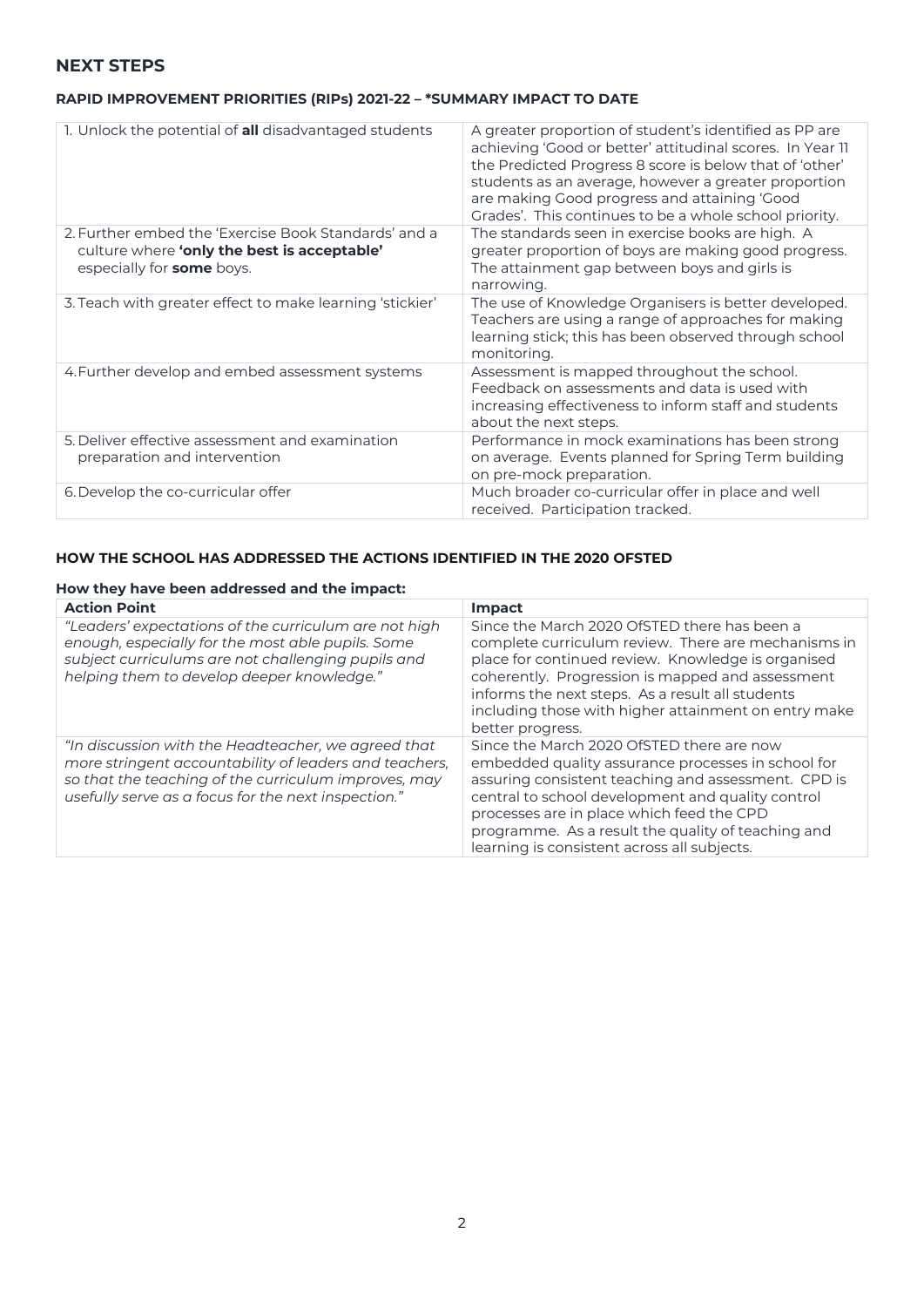## NEXT STEPS

### RAPID IMPROVEMENT PRIORITIES (RIPs) 2021-22 – *SUMMARY IMPACT TO DATE

| | |
|---|---|
| 1. Unlock the potential of **all** disadvantaged students | A greater proportion of student's identified as PP are achieving 'Good or better' attitudinal scores. In Year 11 the Predicted Progress 8 score is below that of 'other' students as an average, however a greater proportion are making Good progress and attaining 'Good Grades'. This continues to be a whole school priority. |
| 2. Further embed the 'Exercise Book Standards' and a culture where **'only the best is acceptable'** especially for **some** boys. | The standards seen in exercise books are high. A greater proportion of boys are making good progress. The attainment gap between boys and girls is narrowing. |
| 3. Teach with greater effect to make learning 'stickier' | The use of Knowledge Organisers is better developed. Teachers are using a range of approaches for making learning stick; this has been observed through school monitoring. |
| 4. Further develop and embed assessment systems | Assessment is mapped throughout the school. Feedback on assessments and data is used with increasing effectiveness to inform staff and students about the next steps. |
| 5. Deliver effective assessment and examination preparation and intervention | Performance in mock examinations has been strong on average. Events planned for Spring Term building on pre-mock preparation. |
| 6. Develop the co-curricular offer | Much broader co-curricular offer in place and well received. Participation tracked. |

### HOW THE SCHOOL HAS ADDRESSED THE ACTIONS IDENTIFIED IN THE 2020 OFSTED

#### How they have been addressed and the impact:

| Action Point | Impact |
|---|---|
| *"Leaders' expectations of the curriculum are not high enough, especially for the most able pupils. Some subject curriculums are not challenging pupils and helping them to develop deeper knowledge."* | Since the March 2020 OfSTED there has been a complete curriculum review. There are mechanisms in place for continued review. Knowledge is organised coherently. Progression is mapped and assessment informs the next steps. As a result all students including those with higher attainment on entry make better progress. |
| *"In discussion with the Headteacher, we agreed that more stringent accountability of leaders and teachers, so that the teaching of the curriculum improves, may usefully serve as a focus for the next inspection."* | Since the March 2020 OfSTED there are now embedded quality assurance processes in school for assuring consistent teaching and assessment. CPD is central to school development and quality control processes are in place which feed the CPD programme. As a result the quality of teaching and learning is consistent across all subjects. |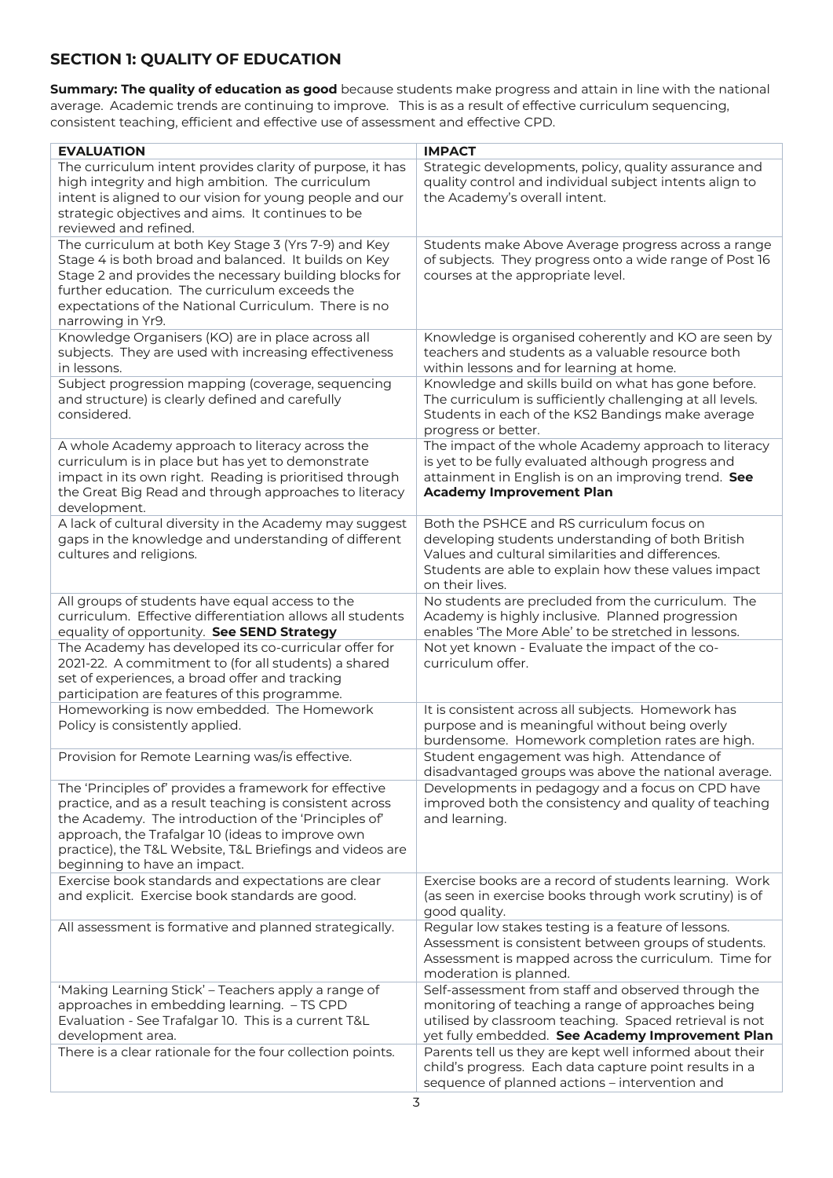## SECTION 1: QUALITY OF EDUCATION

**Summary: The quality of education as good** because students make progress and attain in line with the national average. Academic trends are continuing to improve. This is as a result of effective curriculum sequencing, consistent teaching, efficient and effective use of assessment and effective CPD.

| EVALUATION | IMPACT |
|---|---|
| The curriculum intent provides clarity of purpose, it has high integrity and high ambition. The curriculum intent is aligned to our vision for young people and our strategic objectives and aims. It continues to be reviewed and refined. | Strategic developments, policy, quality assurance and quality control and individual subject intents align to the Academy's overall intent. |
| The curriculum at both Key Stage 3 (Yrs 7-9) and Key Stage 4 is both broad and balanced. It builds on Key Stage 2 and provides the necessary building blocks for further education. The curriculum exceeds the expectations of the National Curriculum. There is no narrowing in Yr9. | Students make Above Average progress across a range of subjects. They progress onto a wide range of Post 16 courses at the appropriate level. |
| Knowledge Organisers (KO) are in place across all subjects. They are used with increasing effectiveness in lessons. | Knowledge is organised coherently and KO are seen by teachers and students as a valuable resource both within lessons and for learning at home. |
| Subject progression mapping (coverage, sequencing and structure) is clearly defined and carefully considered. | Knowledge and skills build on what has gone before. The curriculum is sufficiently challenging at all levels. Students in each of the KS2 Bandings make average progress or better. |
| A whole Academy approach to literacy across the curriculum is in place but has yet to demonstrate impact in its own right. Reading is prioritised through the Great Big Read and through approaches to literacy development. | The impact of the whole Academy approach to literacy is yet to be fully evaluated although progress and attainment in English is on an improving trend. **See Academy Improvement Plan** |
| A lack of cultural diversity in the Academy may suggest gaps in the knowledge and understanding of different cultures and religions. | Both the PSHCE and RS curriculum focus on developing students understanding of both British Values and cultural similarities and differences. Students are able to explain how these values impact on their lives. |
| All groups of students have equal access to the curriculum. Effective differentiation allows all students equality of opportunity. **See SEND Strategy** | No students are precluded from the curriculum. The Academy is highly inclusive. Planned progression enables 'The More Able' to be stretched in lessons. |
| The Academy has developed its co-curricular offer for 2021-22. A commitment to (for all students) a shared set of experiences, a broad offer and tracking participation are features of this programme. | Not yet known - Evaluate the impact of the co-curriculum offer. |
| Homeworking is now embedded. The Homework Policy is consistently applied. | It is consistent across all subjects. Homework has purpose and is meaningful without being overly burdensome. Homework completion rates are high. |
| Provision for Remote Learning was/is effective. | Student engagement was high. Attendance of disadvantaged groups was above the national average. |
| The 'Principles of' provides a framework for effective practice, and as a result teaching is consistent across the Academy. The introduction of the 'Principles of' approach, the Trafalgar 10 (ideas to improve own practice), the T&L Website, T&L Briefings and videos are beginning to have an impact. | Developments in pedagogy and a focus on CPD have improved both the consistency and quality of teaching and learning. |
| Exercise book standards and expectations are clear and explicit. Exercise book standards are good. | Exercise books are a record of students learning. Work (as seen in exercise books through work scrutiny) is of good quality. |
| All assessment is formative and planned strategically. | Regular low stakes testing is a feature of lessons. Assessment is consistent between groups of students. Assessment is mapped across the curriculum. Time for moderation is planned. |
| 'Making Learning Stick' – Teachers apply a range of approaches in embedding learning. – TS CPD Evaluation - See Trafalgar 10. This is a current T&L development area. | Self-assessment from staff and observed through the monitoring of teaching a range of approaches being utilised by classroom teaching. Spaced retrieval is not yet fully embedded. **See Academy Improvement Plan** |
| There is a clear rationale for the four collection points. | Parents tell us they are kept well informed about their child's progress. Each data capture point results in a sequence of planned actions – intervention and |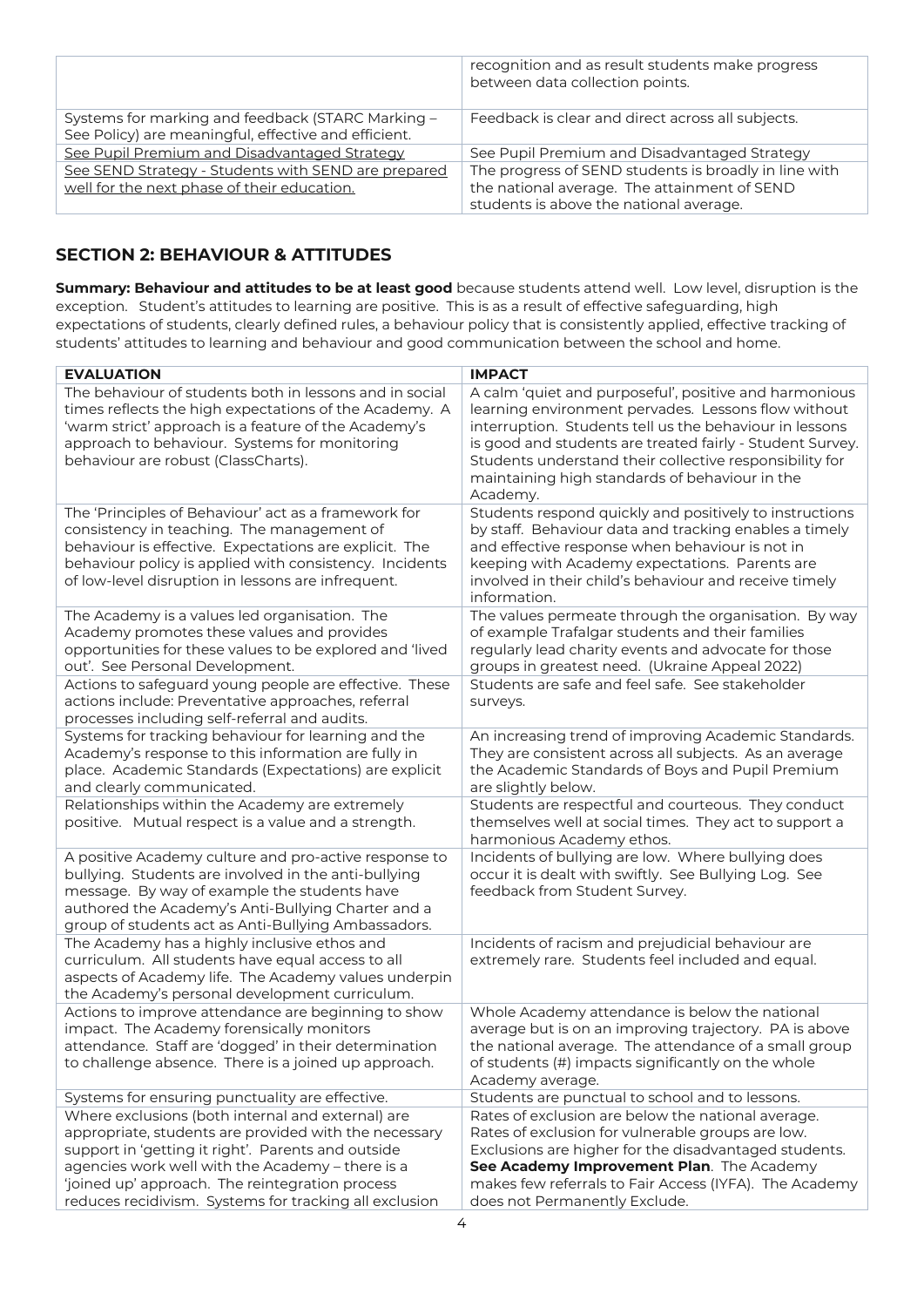| | |
|---|---|
| | recognition and as result students make progress between data collection points. |
| Systems for marking and feedback (STARC Marking – See Policy) are meaningful, effective and efficient. | Feedback is clear and direct across all subjects. |
| See Pupil Premium and Disadvantaged Strategy | See Pupil Premium and Disadvantaged Strategy |
| See SEND Strategy - Students with SEND are prepared well for the next phase of their education. | The progress of SEND students is broadly in line with the national average. The attainment of SEND students is above the national average. |

## SECTION 2: BEHAVIOUR & ATTITUDES

**Summary: Behaviour and attitudes to be at least good** because students attend well. Low level, disruption is the exception. Student's attitudes to learning are positive. This is as a result of effective safeguarding, high expectations of students, clearly defined rules, a behaviour policy that is consistently applied, effective tracking of students' attitudes to learning and behaviour and good communication between the school and home.

| EVALUATION | IMPACT |
|---|---|
| The behaviour of students both in lessons and in social times reflects the high expectations of the Academy. A 'warm strict' approach is a feature of the Academy's approach to behaviour. Systems for monitoring behaviour are robust (ClassCharts). | A calm 'quiet and purposeful', positive and harmonious learning environment pervades. Lessons flow without interruption. Students tell us the behaviour in lessons is good and students are treated fairly - Student Survey. Students understand their collective responsibility for maintaining high standards of behaviour in the Academy. |
| The 'Principles of Behaviour' act as a framework for consistency in teaching. The management of behaviour is effective. Expectations are explicit. The behaviour policy is applied with consistency. Incidents of low-level disruption in lessons are infrequent. | Students respond quickly and positively to instructions by staff. Behaviour data and tracking enables a timely and effective response when behaviour is not in keeping with Academy expectations. Parents are involved in their child's behaviour and receive timely information. |
| The Academy is a values led organisation. The Academy promotes these values and provides opportunities for these values to be explored and 'lived out'. See Personal Development. | The values permeate through the organisation. By way of example Trafalgar students and their families regularly lead charity events and advocate for those groups in greatest need. (Ukraine Appeal 2022) |
| Actions to safeguard young people are effective. These actions include: Preventative approaches, referral processes including self-referral and audits. | Students are safe and feel safe. See stakeholder surveys. |
| Systems for tracking behaviour for learning and the Academy's response to this information are fully in place. Academic Standards (Expectations) are explicit and clearly communicated. | An increasing trend of improving Academic Standards. They are consistent across all subjects. As an average the Academic Standards of Boys and Pupil Premium are slightly below. |
| Relationships within the Academy are extremely positive. Mutual respect is a value and a strength. | Students are respectful and courteous. They conduct themselves well at social times. They act to support a harmonious Academy ethos. |
| A positive Academy culture and pro-active response to bullying. Students are involved in the anti-bullying message. By way of example the students have authored the Academy's Anti-Bullying Charter and a group of students act as Anti-Bullying Ambassadors. | Incidents of bullying are low. Where bullying does occur it is dealt with swiftly. See Bullying Log. See feedback from Student Survey. |
| The Academy has a highly inclusive ethos and curriculum. All students have equal access to all aspects of Academy life. The Academy values underpin the Academy's personal development curriculum. | Incidents of racism and prejudicial behaviour are extremely rare. Students feel included and equal. |
| Actions to improve attendance are beginning to show impact. The Academy forensically monitors attendance. Staff are 'dogged' in their determination to challenge absence. There is a joined up approach. | Whole Academy attendance is below the national average but is on an improving trajectory. PA is above the national average. The attendance of a small group of students (#) impacts significantly on the whole Academy average. |
| Systems for ensuring punctuality are effective. | Students are punctual to school and to lessons. |
| Where exclusions (both internal and external) are appropriate, students are provided with the necessary support in 'getting it right'. Parents and outside agencies work well with the Academy – there is a 'joined up' approach. The reintegration process reduces recidivism. Systems for tracking all exclusion | Rates of exclusion are below the national average. Rates of exclusion for vulnerable groups are low. Exclusions are higher for the disadvantaged students. **See Academy Improvement Plan**. The Academy makes few referrals to Fair Access (IYFA). The Academy does not Permanently Exclude. |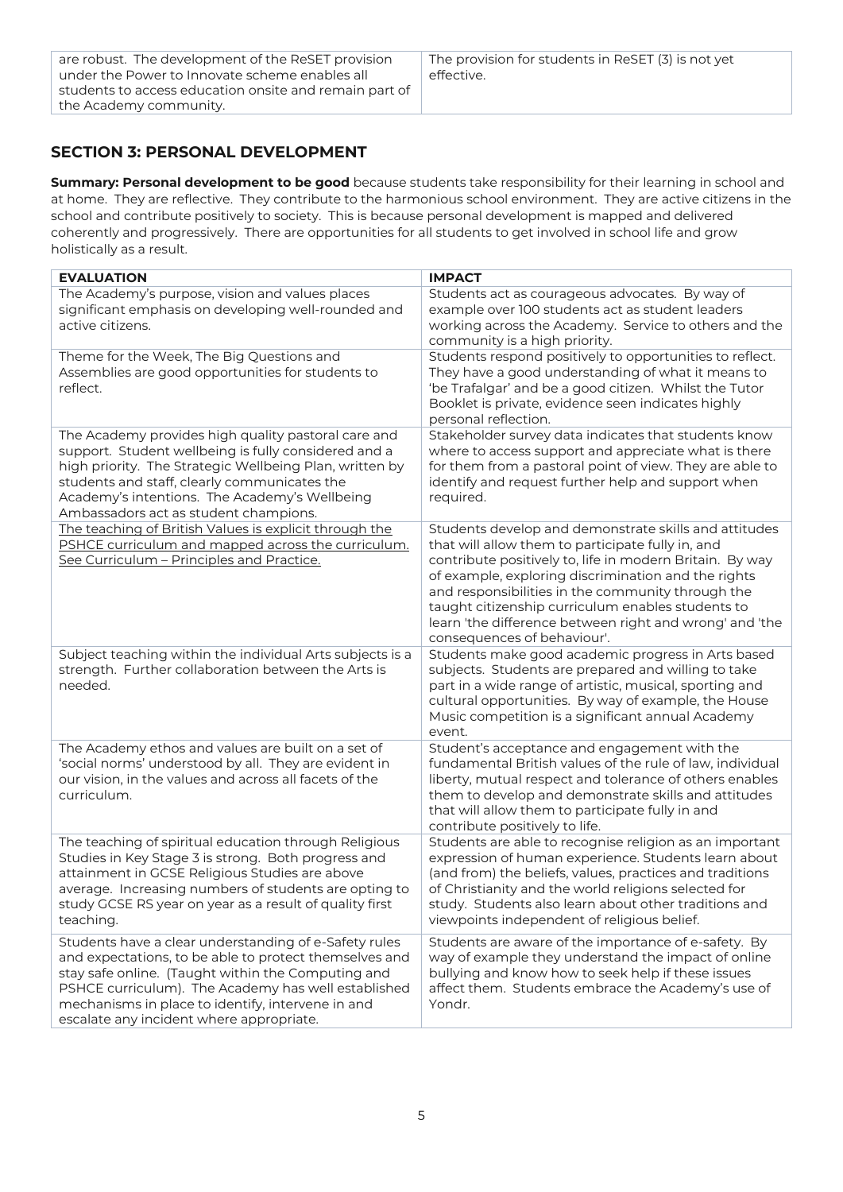| are robust. The development of the ReSET provision under the Power to Innovate scheme enables all students to access education onsite and remain part of the Academy community. | The provision for students in ReSET (3) is not yet effective. |
|---|---|

## SECTION 3: PERSONAL DEVELOPMENT

**Summary: Personal development to be good** because students take responsibility for their learning in school and at home. They are reflective. They contribute to the harmonious school environment. They are active citizens in the school and contribute positively to society. This is because personal development is mapped and delivered coherently and progressively. There are opportunities for all students to get involved in school life and grow holistically as a result.

| EVALUATION | IMPACT |
|---|---|
| The Academy's purpose, vision and values places significant emphasis on developing well-rounded and active citizens. | Students act as courageous advocates. By way of example over 100 students act as student leaders working across the Academy. Service to others and the community is a high priority. |
| Theme for the Week, The Big Questions and Assemblies are good opportunities for students to reflect. | Students respond positively to opportunities to reflect. They have a good understanding of what it means to 'be Trafalgar' and be a good citizen. Whilst the Tutor Booklet is private, evidence seen indicates highly personal reflection. |
| The Academy provides high quality pastoral care and support. Student wellbeing is fully considered and a high priority. The Strategic Wellbeing Plan, written by students and staff, clearly communicates the Academy's intentions. The Academy's Wellbeing Ambassadors act as student champions. | Stakeholder survey data indicates that students know where to access support and appreciate what is there for them from a pastoral point of view. They are able to identify and request further help and support when required. |
| The teaching of British Values is explicit through the PSHCE curriculum and mapped across the curriculum. See Curriculum – Principles and Practice. | Students develop and demonstrate skills and attitudes that will allow them to participate fully in, and contribute positively to, life in modern Britain. By way of example, exploring discrimination and the rights and responsibilities in the community through the taught citizenship curriculum enables students to learn 'the difference between right and wrong' and 'the consequences of behaviour'. |
| Subject teaching within the individual Arts subjects is a strength. Further collaboration between the Arts is needed. | Students make good academic progress in Arts based subjects. Students are prepared and willing to take part in a wide range of artistic, musical, sporting and cultural opportunities. By way of example, the House Music competition is a significant annual Academy event. |
| The Academy ethos and values are built on a set of 'social norms' understood by all. They are evident in our vision, in the values and across all facets of the curriculum. | Student's acceptance and engagement with the fundamental British values of the rule of law, individual liberty, mutual respect and tolerance of others enables them to develop and demonstrate skills and attitudes that will allow them to participate fully in and contribute positively to life. |
| The teaching of spiritual education through Religious Studies in Key Stage 3 is strong. Both progress and attainment in GCSE Religious Studies are above average. Increasing numbers of students are opting to study GCSE RS year on year as a result of quality first teaching. | Students are able to recognise religion as an important expression of human experience. Students learn about (and from) the beliefs, values, practices and traditions of Christianity and the world religions selected for study. Students also learn about other traditions and viewpoints independent of religious belief. |
| Students have a clear understanding of e-Safety rules and expectations, to be able to protect themselves and stay safe online. (Taught within the Computing and PSHCE curriculum). The Academy has well established mechanisms in place to identify, intervene in and escalate any incident where appropriate. | Students are aware of the importance of e-safety. By way of example they understand the impact of online bullying and know how to seek help if these issues affect them. Students embrace the Academy's use of Yondr. |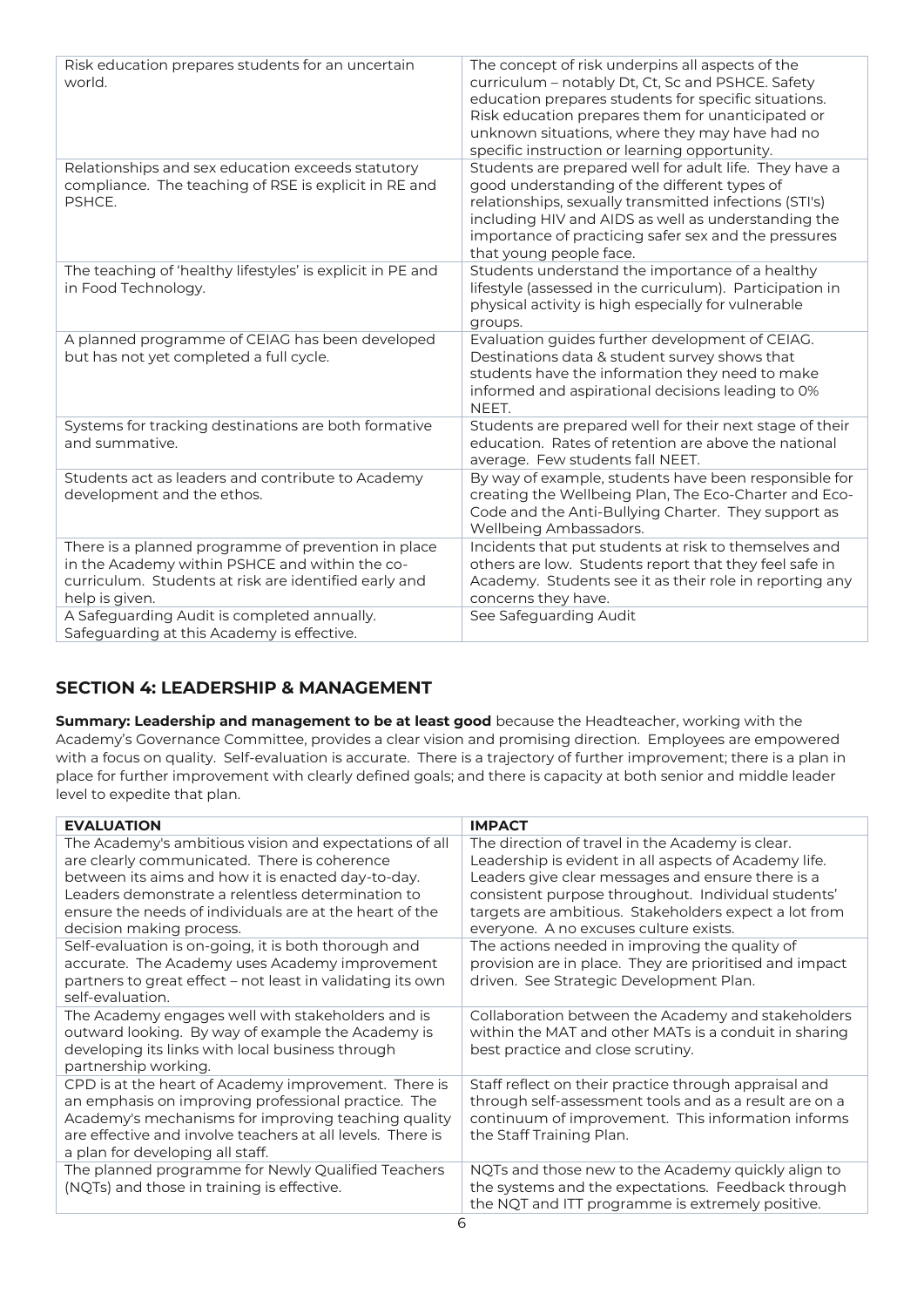| | |
|---|---|
| Risk education prepares students for an uncertain world. | The concept of risk underpins all aspects of the curriculum – notably Dt, Ct, Sc and PSHCE. Safety education prepares students for specific situations. Risk education prepares them for unanticipated or unknown situations, where they may have had no specific instruction or learning opportunity. |
| Relationships and sex education exceeds statutory compliance. The teaching of RSE is explicit in RE and PSHCE. | Students are prepared well for adult life. They have a good understanding of the different types of relationships, sexually transmitted infections (STI's) including HIV and AIDS as well as understanding the importance of practicing safer sex and the pressures that young people face. |
| The teaching of 'healthy lifestyles' is explicit in PE and in Food Technology. | Students understand the importance of a healthy lifestyle (assessed in the curriculum). Participation in physical activity is high especially for vulnerable groups. |
| A planned programme of CEIAG has been developed but has not yet completed a full cycle. | Evaluation guides further development of CEIAG. Destinations data & student survey shows that students have the information they need to make informed and aspirational decisions leading to 0% NEET. |
| Systems for tracking destinations are both formative and summative. | Students are prepared well for their next stage of their education. Rates of retention are above the national average. Few students fall NEET. |
| Students act as leaders and contribute to Academy development and the ethos. | By way of example, students have been responsible for creating the Wellbeing Plan, The Eco-Charter and Eco-Code and the Anti-Bullying Charter. They support as Wellbeing Ambassadors. |
| There is a planned programme of prevention in place in the Academy within PSHCE and within the co-curriculum. Students at risk are identified early and help is given. | Incidents that put students at risk to themselves and others are low. Students report that they feel safe in Academy. Students see it as their role in reporting any concerns they have. |
| A Safeguarding Audit is completed annually. Safeguarding at this Academy is effective. | See Safeguarding Audit |

## SECTION 4: LEADERSHIP & MANAGEMENT

**Summary: Leadership and management to be at least good** because the Headteacher, working with the Academy's Governance Committee, provides a clear vision and promising direction. Employees are empowered with a focus on quality. Self-evaluation is accurate. There is a trajectory of further improvement; there is a plan in place for further improvement with clearly defined goals; and there is capacity at both senior and middle leader level to expedite that plan.

| EVALUATION | IMPACT |
|---|---|
| The Academy's ambitious vision and expectations of all are clearly communicated. There is coherence between its aims and how it is enacted day-to-day. Leaders demonstrate a relentless determination to ensure the needs of individuals are at the heart of the decision making process. | The direction of travel in the Academy is clear. Leadership is evident in all aspects of Academy life. Leaders give clear messages and ensure there is a consistent purpose throughout. Individual students' targets are ambitious. Stakeholders expect a lot from everyone. A no excuses culture exists. |
| Self-evaluation is on-going, it is both thorough and accurate. The Academy uses Academy improvement partners to great effect – not least in validating its own self-evaluation. | The actions needed in improving the quality of provision are in place. They are prioritised and impact driven. See Strategic Development Plan. |
| The Academy engages well with stakeholders and is outward looking. By way of example the Academy is developing its links with local business through partnership working. | Collaboration between the Academy and stakeholders within the MAT and other MATs is a conduit in sharing best practice and close scrutiny. |
| CPD is at the heart of Academy improvement. There is an emphasis on improving professional practice. The Academy's mechanisms for improving teaching quality are effective and involve teachers at all levels. There is a plan for developing all staff. | Staff reflect on their practice through appraisal and through self-assessment tools and as a result are on a continuum of improvement. This information informs the Staff Training Plan. |
| The planned programme for Newly Qualified Teachers (NQTs) and those in training is effective. | NQTs and those new to the Academy quickly align to the systems and the expectations. Feedback through the NQT and ITT programme is extremely positive. |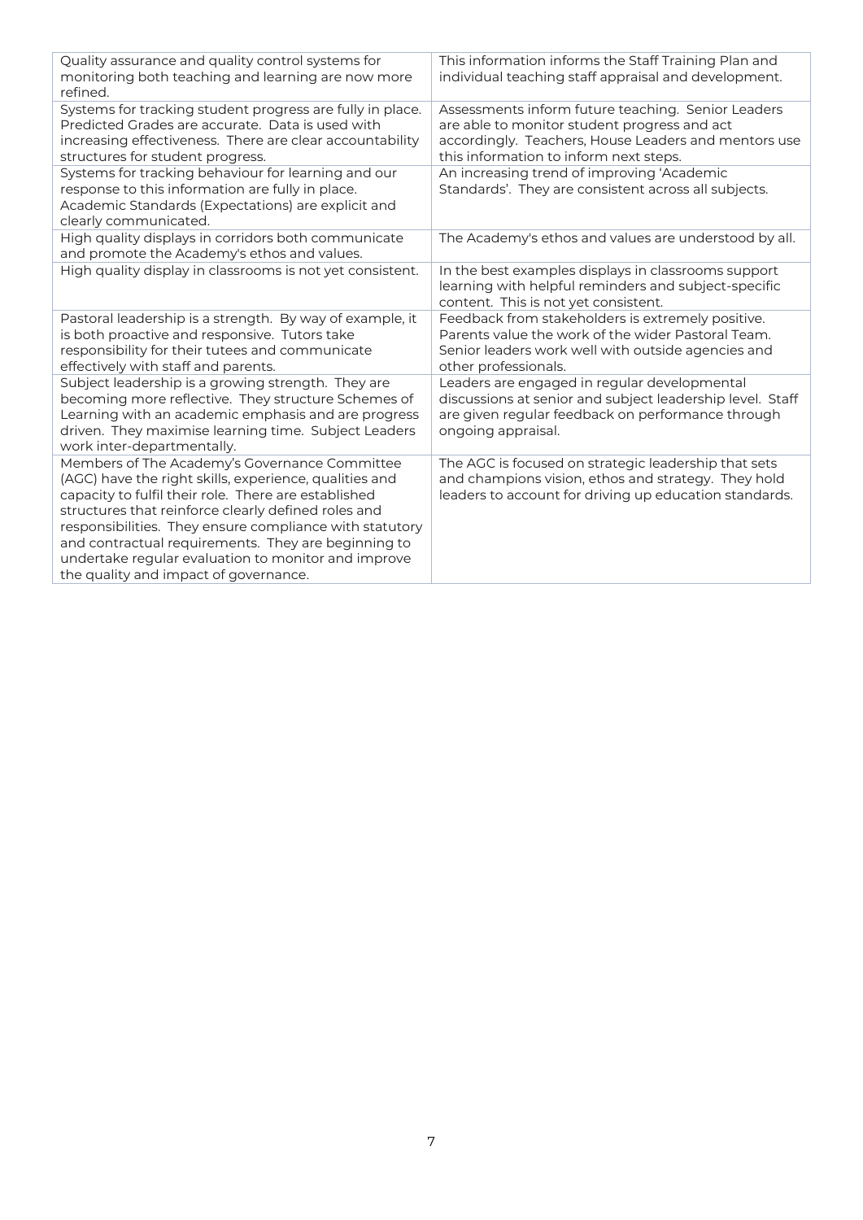| | |
|---|---|
| Quality assurance and quality control systems for monitoring both teaching and learning are now more refined. | This information informs the Staff Training Plan and individual teaching staff appraisal and development. |
| Systems for tracking student progress are fully in place. Predicted Grades are accurate. Data is used with increasing effectiveness. There are clear accountability structures for student progress. | Assessments inform future teaching. Senior Leaders are able to monitor student progress and act accordingly. Teachers, House Leaders and mentors use this information to inform next steps. |
| Systems for tracking behaviour for learning and our response to this information are fully in place. Academic Standards (Expectations) are explicit and clearly communicated. | An increasing trend of improving 'Academic Standards'. They are consistent across all subjects. |
| High quality displays in corridors both communicate and promote the Academy's ethos and values. | The Academy's ethos and values are understood by all. |
| High quality display in classrooms is not yet consistent. | In the best examples displays in classrooms support learning with helpful reminders and subject-specific content. This is not yet consistent. |
| Pastoral leadership is a strength. By way of example, it is both proactive and responsive. Tutors take responsibility for their tutees and communicate effectively with staff and parents. | Feedback from stakeholders is extremely positive. Parents value the work of the wider Pastoral Team. Senior leaders work well with outside agencies and other professionals. |
| Subject leadership is a growing strength. They are becoming more reflective. They structure Schemes of Learning with an academic emphasis and are progress driven. They maximise learning time. Subject Leaders work inter-departmentally. | Leaders are engaged in regular developmental discussions at senior and subject leadership level. Staff are given regular feedback on performance through ongoing appraisal. |
| Members of The Academy's Governance Committee (AGC) have the right skills, experience, qualities and capacity to fulfil their role. There are established structures that reinforce clearly defined roles and responsibilities. They ensure compliance with statutory and contractual requirements. They are beginning to undertake regular evaluation to monitor and improve the quality and impact of governance. | The AGC is focused on strategic leadership that sets and champions vision, ethos and strategy. They hold leaders to account for driving up education standards. |